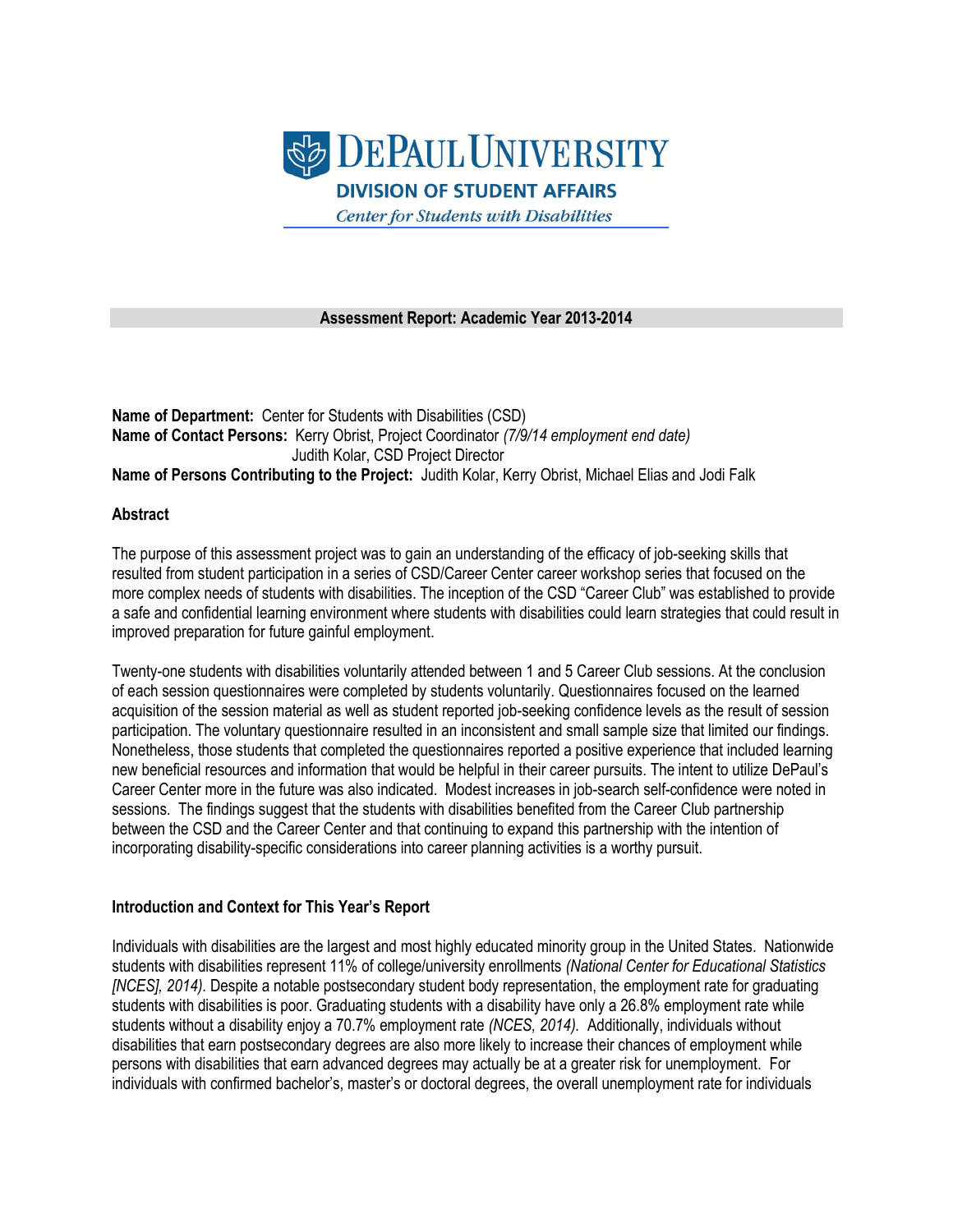DePaul University

DIVISION OF STUDENT AFFAIRS

*Center for Students with Disabilities*

**Assessment Report: Academic Year 2013-2014**

**Name of Department:** Center for Students with Disabilities (CSD)
**Name of Contact Persons:** Kerry Obrist, Project Coordinator *(7/9/14 employment end date)*
Judith Kolar, CSD Project Director
**Name of Persons Contributing to the Project:** Judith Kolar, Kerry Obrist, Michael Elias and Jodi Falk

## Abstract

The purpose of this assessment project was to gain an understanding of the efficacy of job-seeking skills that resulted from student participation in a series of CSD/Career Center career workshop series that focused on the more complex needs of students with disabilities. The inception of the CSD "Career Club" was established to provide a safe and confidential learning environment where students with disabilities could learn strategies that could result in improved preparation for future gainful employment.

Twenty-one students with disabilities voluntarily attended between 1 and 5 Career Club sessions. At the conclusion of each session questionnaires were completed by students voluntarily. Questionnaires focused on the learned acquisition of the session material as well as student reported job-seeking confidence levels as the result of session participation. The voluntary questionnaire resulted in an inconsistent and small sample size that limited our findings. Nonetheless, those students that completed the questionnaires reported a positive experience that included learning new beneficial resources and information that would be helpful in their career pursuits. The intent to utilize DePaul's Career Center more in the future was also indicated. Modest increases in job-search self-confidence were noted in sessions. The findings suggest that the students with disabilities benefited from the Career Club partnership between the CSD and the Career Center and that continuing to expand this partnership with the intention of incorporating disability-specific considerations into career planning activities is a worthy pursuit.

## Introduction and Context for This Year's Report

Individuals with disabilities are the largest and most highly educated minority group in the United States. Nationwide students with disabilities represent 11% of college/university enrollments *(National Center for Educational Statistics [NCES], 2014).* Despite a notable postsecondary student body representation, the employment rate for graduating students with disabilities is poor. Graduating students with a disability have only a 26.8% employment rate while students without a disability enjoy a 70.7% employment rate *(NCES, 2014).* Additionally, individuals without disabilities that earn postsecondary degrees are also more likely to increase their chances of employment while persons with disabilities that earn advanced degrees may actually be at a greater risk for unemployment. For individuals with confirmed bachelor's, master's or doctoral degrees, the overall unemployment rate for individuals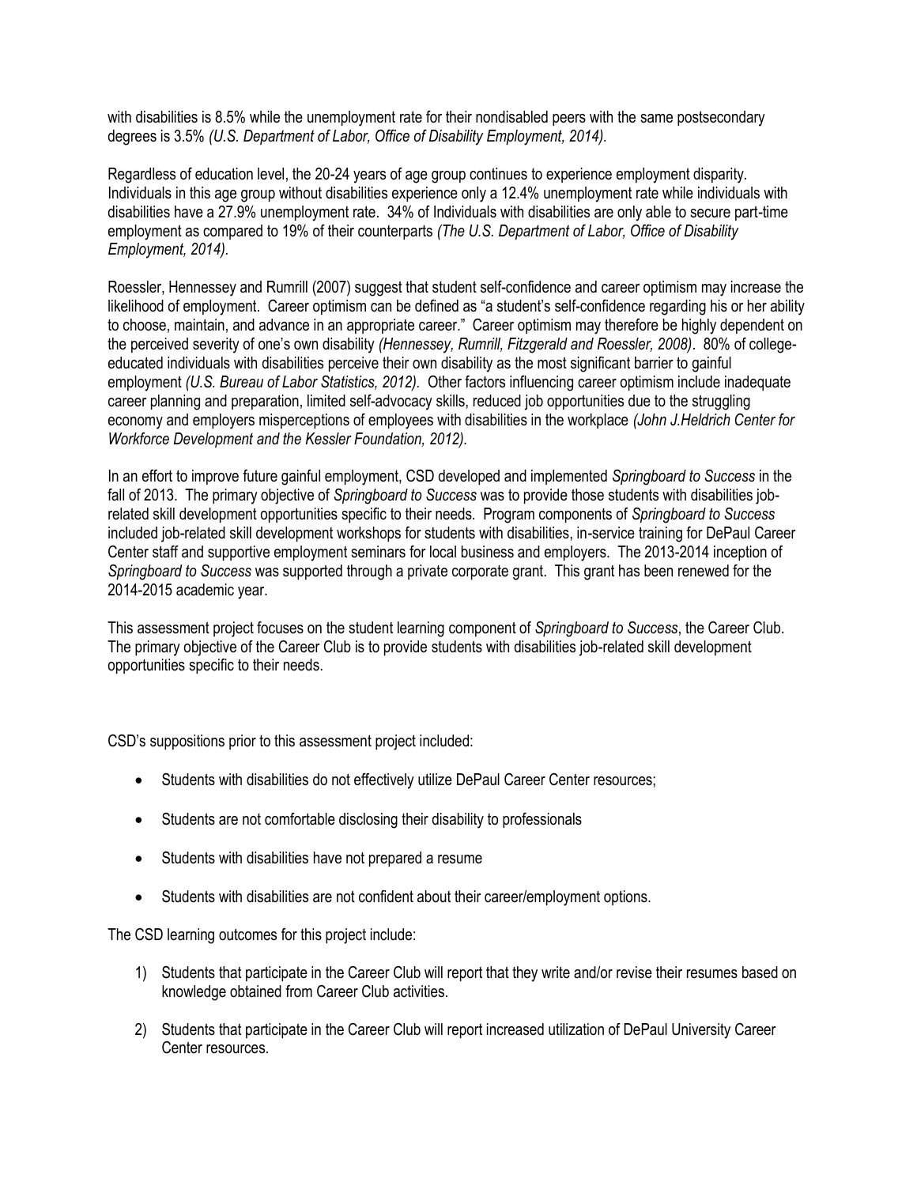with disabilities is 8.5% while the unemployment rate for their nondisabled peers with the same postsecondary degrees is 3.5% *(U.S. Department of Labor, Office of Disability Employment, 2014).*

Regardless of education level, the 20-24 years of age group continues to experience employment disparity. Individuals in this age group without disabilities experience only a 12.4% unemployment rate while individuals with disabilities have a 27.9% unemployment rate. 34% of Individuals with disabilities are only able to secure part-time employment as compared to 19% of their counterparts *(The U.S. Department of Labor, Office of Disability Employment, 2014).*

Roessler, Hennessey and Rumrill (2007) suggest that student self-confidence and career optimism may increase the likelihood of employment. Career optimism can be defined as "a student's self-confidence regarding his or her ability to choose, maintain, and advance in an appropriate career." Career optimism may therefore be highly dependent on the perceived severity of one's own disability *(Hennessey, Rumrill, Fitzgerald and Roessler, 2008)*. 80% of college-educated individuals with disabilities perceive their own disability as the most significant barrier to gainful employment *(U.S. Bureau of Labor Statistics, 2012)*. Other factors influencing career optimism include inadequate career planning and preparation, limited self-advocacy skills, reduced job opportunities due to the struggling economy and employers misperceptions of employees with disabilities in the workplace *(John J.Heldrich Center for Workforce Development and the Kessler Foundation, 2012).*

In an effort to improve future gainful employment, CSD developed and implemented *Springboard to Success* in the fall of 2013. The primary objective of *Springboard to Success* was to provide those students with disabilities job-related skill development opportunities specific to their needs. Program components of *Springboard to Success* included job-related skill development workshops for students with disabilities, in-service training for DePaul Career Center staff and supportive employment seminars for local business and employers. The 2013-2014 inception of *Springboard to Success* was supported through a private corporate grant. This grant has been renewed for the 2014-2015 academic year.

This assessment project focuses on the student learning component of *Springboard to Success*, the Career Club. The primary objective of the Career Club is to provide students with disabilities job-related skill development opportunities specific to their needs.

CSD's suppositions prior to this assessment project included:

- Students with disabilities do not effectively utilize DePaul Career Center resources;
- Students are not comfortable disclosing their disability to professionals
- Students with disabilities have not prepared a resume
- Students with disabilities are not confident about their career/employment options.

The CSD learning outcomes for this project include:

1) Students that participate in the Career Club will report that they write and/or revise their resumes based on knowledge obtained from Career Club activities.
2) Students that participate in the Career Club will report increased utilization of DePaul University Career Center resources.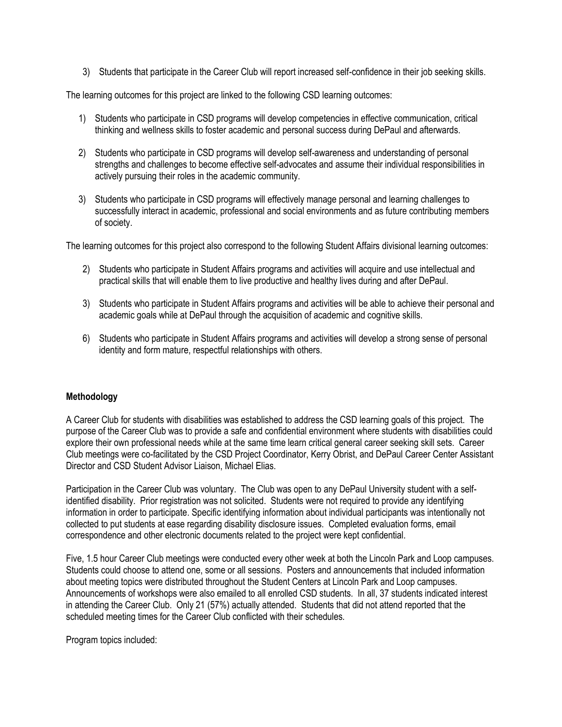3) Students that participate in the Career Club will report increased self-confidence in their job seeking skills.

The learning outcomes for this project are linked to the following CSD learning outcomes:

1) Students who participate in CSD programs will develop competencies in effective communication, critical thinking and wellness skills to foster academic and personal success during DePaul and afterwards.

2) Students who participate in CSD programs will develop self-awareness and understanding of personal strengths and challenges to become effective self-advocates and assume their individual responsibilities in actively pursuing their roles in the academic community.

3) Students who participate in CSD programs will effectively manage personal and learning challenges to successfully interact in academic, professional and social environments and as future contributing members of society.

The learning outcomes for this project also correspond to the following Student Affairs divisional learning outcomes:

2) Students who participate in Student Affairs programs and activities will acquire and use intellectual and practical skills that will enable them to live productive and healthy lives during and after DePaul.

3) Students who participate in Student Affairs programs and activities will be able to achieve their personal and academic goals while at DePaul through the acquisition of academic and cognitive skills.

6) Students who participate in Student Affairs programs and activities will develop a strong sense of personal identity and form mature, respectful relationships with others.

**Methodology**

A Career Club for students with disabilities was established to address the CSD learning goals of this project. The purpose of the Career Club was to provide a safe and confidential environment where students with disabilities could explore their own professional needs while at the same time learn critical general career seeking skill sets. Career Club meetings were co-facilitated by the CSD Project Coordinator, Kerry Obrist, and DePaul Career Center Assistant Director and CSD Student Advisor Liaison, Michael Elias.

Participation in the Career Club was voluntary. The Club was open to any DePaul University student with a self-identified disability. Prior registration was not solicited. Students were not required to provide any identifying information in order to participate. Specific identifying information about individual participants was intentionally not collected to put students at ease regarding disability disclosure issues. Completed evaluation forms, email correspondence and other electronic documents related to the project were kept confidential.

Five, 1.5 hour Career Club meetings were conducted every other week at both the Lincoln Park and Loop campuses. Students could choose to attend one, some or all sessions. Posters and announcements that included information about meeting topics were distributed throughout the Student Centers at Lincoln Park and Loop campuses. Announcements of workshops were also emailed to all enrolled CSD students. In all, 37 students indicated interest in attending the Career Club. Only 21 (57%) actually attended. Students that did not attend reported that the scheduled meeting times for the Career Club conflicted with their schedules.

Program topics included: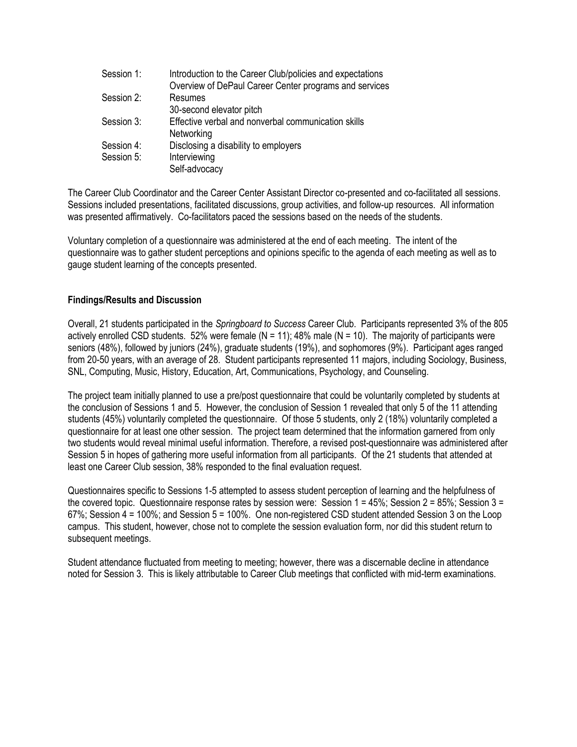| | |
|---|---|
| Session 1: | Introduction to the Career Club/policies and expectations<br>Overview of DePaul Career Center programs and services |
| Session 2: | Resumes<br>30-second elevator pitch |
| Session 3: | Effective verbal and nonverbal communication skills<br>Networking |
| Session 4: | Disclosing a disability to employers |
| Session 5: | Interviewing<br>Self-advocacy |

The Career Club Coordinator and the Career Center Assistant Director co-presented and co-facilitated all sessions. Sessions included presentations, facilitated discussions, group activities, and follow-up resources. All information was presented affirmatively. Co-facilitators paced the sessions based on the needs of the students.

Voluntary completion of a questionnaire was administered at the end of each meeting. The intent of the questionnaire was to gather student perceptions and opinions specific to the agenda of each meeting as well as to gauge student learning of the concepts presented.

**Findings/Results and Discussion**

Overall, 21 students participated in the *Springboard to Success* Career Club. Participants represented 3% of the 805 actively enrolled CSD students. 52% were female (N = 11); 48% male (N = 10). The majority of participants were seniors (48%), followed by juniors (24%), graduate students (19%), and sophomores (9%). Participant ages ranged from 20-50 years, with an average of 28. Student participants represented 11 majors, including Sociology, Business, SNL, Computing, Music, History, Education, Art, Communications, Psychology, and Counseling.

The project team initially planned to use a pre/post questionnaire that could be voluntarily completed by students at the conclusion of Sessions 1 and 5. However, the conclusion of Session 1 revealed that only 5 of the 11 attending students (45%) voluntarily completed the questionnaire. Of those 5 students, only 2 (18%) voluntarily completed a questionnaire for at least one other session. The project team determined that the information garnered from only two students would reveal minimal useful information. Therefore, a revised post-questionnaire was administered after Session 5 in hopes of gathering more useful information from all participants. Of the 21 students that attended at least one Career Club session, 38% responded to the final evaluation request.

Questionnaires specific to Sessions 1-5 attempted to assess student perception of learning and the helpfulness of the covered topic. Questionnaire response rates by session were: Session 1 = 45%; Session 2 = 85%; Session 3 = 67%; Session 4 = 100%; and Session 5 = 100%. One non-registered CSD student attended Session 3 on the Loop campus. This student, however, chose not to complete the session evaluation form, nor did this student return to subsequent meetings.

Student attendance fluctuated from meeting to meeting; however, there was a discernable decline in attendance noted for Session 3. This is likely attributable to Career Club meetings that conflicted with mid-term examinations.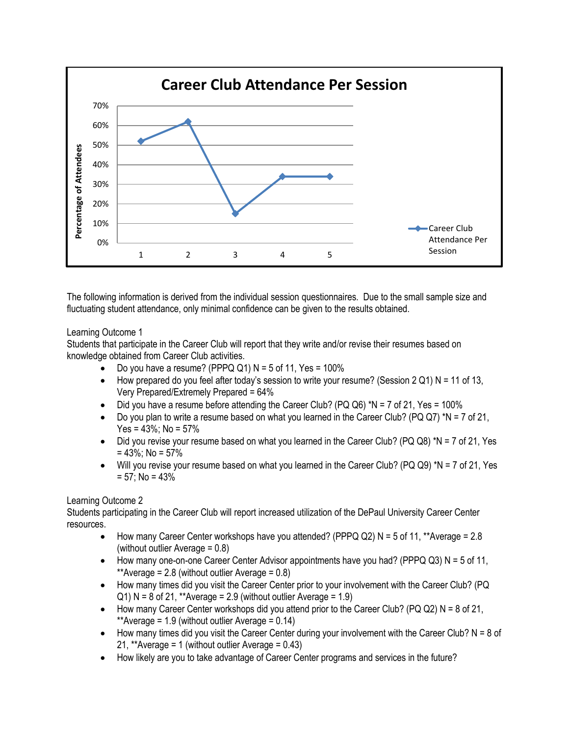**Career Club Attendance Per Session**

| Session | Percentage of Attendees |
|---|---|
| 1 | 52% |
| 2 | 62% |
| 3 | 15% |
| 4 | 34% |
| 5 | 34% |

The following information is derived from the individual session questionnaires. Due to the small sample size and fluctuating student attendance, only minimal confidence can be given to the results obtained.

Learning Outcome 1

Students that participate in the Career Club will report that they write and/or revise their resumes based on knowledge obtained from Career Club activities.

- Do you have a resume? (PPPQ Q1) N = 5 of 11, Yes = 100%
- How prepared do you feel after today's session to write your resume? (Session 2 Q1) N = 11 of 13, Very Prepared/Extremely Prepared = 64%
- Did you have a resume before attending the Career Club? (PQ Q6) *N = 7 of 21, Yes = 100%
- Do you plan to write a resume based on what you learned in the Career Club? (PQ Q7) *N = 7 of 21, Yes = 43%; No = 57%
- Did you revise your resume based on what you learned in the Career Club? (PQ Q8) *N = 7 of 21, Yes = 43%; No = 57%
- Will you revise your resume based on what you learned in the Career Club? (PQ Q9) *N = 7 of 21, Yes = 57; No = 43%

Learning Outcome 2

Students participating in the Career Club will report increased utilization of the DePaul University Career Center resources.

- How many Career Center workshops have you attended? (PPPQ Q2) N = 5 of 11, **Average = 2.8 (without outlier Average = 0.8)
- How many one-on-one Career Center Advisor appointments have you had? (PPPQ Q3) N = 5 of 11, **Average = 2.8 (without outlier Average = 0.8)
- How many times did you visit the Career Center prior to your involvement with the Career Club? (PQ Q1) N = 8 of 21, **Average = 2.9 (without outlier Average = 1.9)
- How many Career Center workshops did you attend prior to the Career Club? (PQ Q2) N = 8 of 21, **Average = 1.9 (without outlier Average = 0.14)
- How many times did you visit the Career Center during your involvement with the Career Club? N = 8 of 21, **Average = 1 (without outlier Average = 0.43)
- How likely are you to take advantage of Career Center programs and services in the future?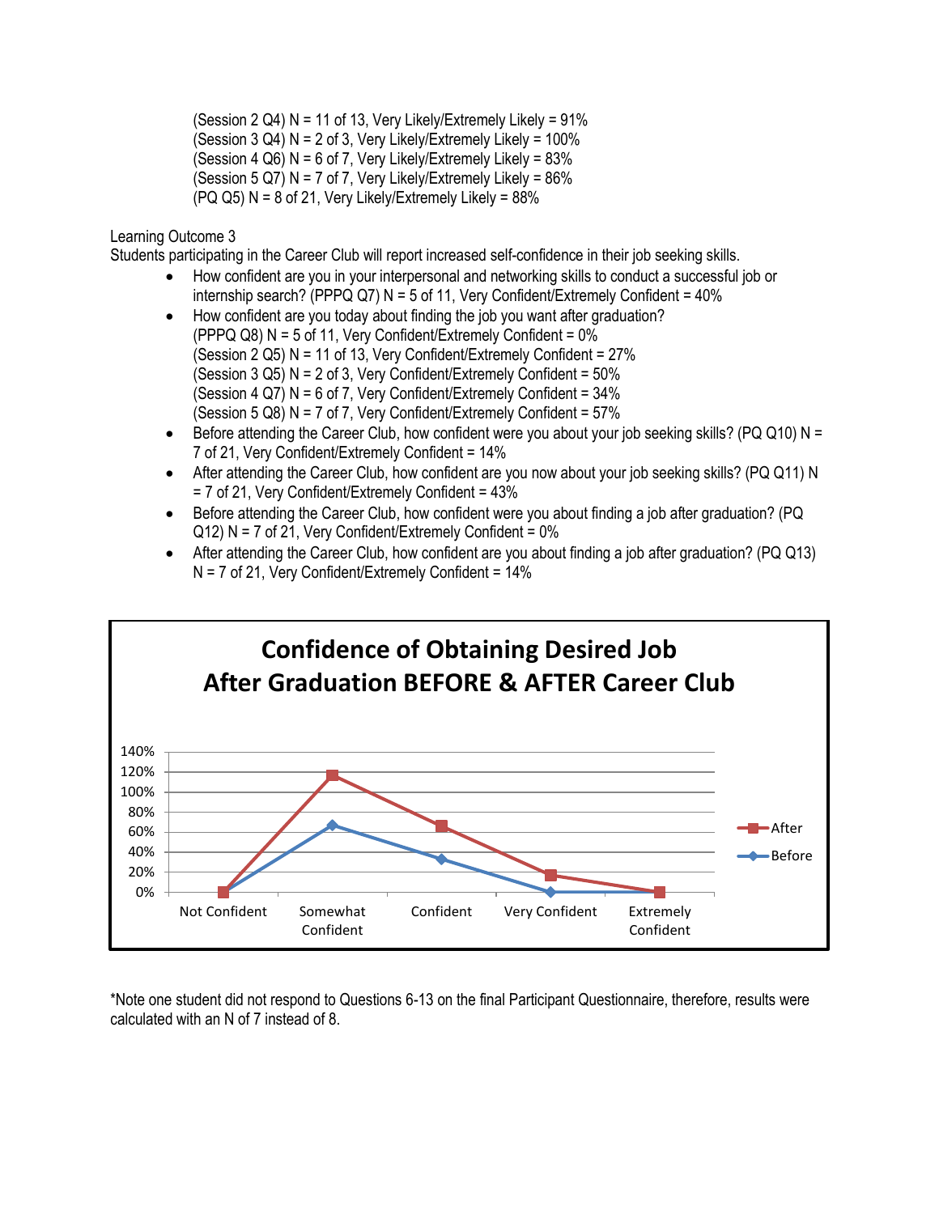(Session 2 Q4) N = 11 of 13, Very Likely/Extremely Likely = 91%
(Session 3 Q4) N = 2 of 3, Very Likely/Extremely Likely = 100%
(Session 4 Q6) N = 6 of 7, Very Likely/Extremely Likely = 83%
(Session 5 Q7) N = 7 of 7, Very Likely/Extremely Likely = 86%
(PQ Q5) N = 8 of 21, Very Likely/Extremely Likely = 88%

Learning Outcome 3

Students participating in the Career Club will report increased self-confidence in their job seeking skills.

- How confident are you in your interpersonal and networking skills to conduct a successful job or internship search? (PPPQ Q7) N = 5 of 11, Very Confident/Extremely Confident = 40%
- How confident are you today about finding the job you want after graduation?
  (PPPQ Q8) N = 5 of 11, Very Confident/Extremely Confident = 0%
  (Session 2 Q5) N = 11 of 13, Very Confident/Extremely Confident = 27%
  (Session 3 Q5) N = 2 of 3, Very Confident/Extremely Confident = 50%
  (Session 4 Q7) N = 6 of 7, Very Confident/Extremely Confident = 34%
  (Session 5 Q8) N = 7 of 7, Very Confident/Extremely Confident = 57%
- Before attending the Career Club, how confident were you about your job seeking skills? (PQ Q10) N = 7 of 21, Very Confident/Extremely Confident = 14%
- After attending the Career Club, how confident are you now about your job seeking skills? (PQ Q11) N = 7 of 21, Very Confident/Extremely Confident = 43%
- Before attending the Career Club, how confident were you about finding a job after graduation? (PQ Q12) N = 7 of 21, Very Confident/Extremely Confident = 0%
- After attending the Career Club, how confident are you about finding a job after graduation? (PQ Q13) N = 7 of 21, Very Confident/Extremely Confident = 14%

**Confidence of Obtaining Desired Job After Graduation BEFORE & AFTER Career Club**

*Note one student did not respond to Questions 6-13 on the final Participant Questionnaire, therefore, results were calculated with an N of 7 instead of 8.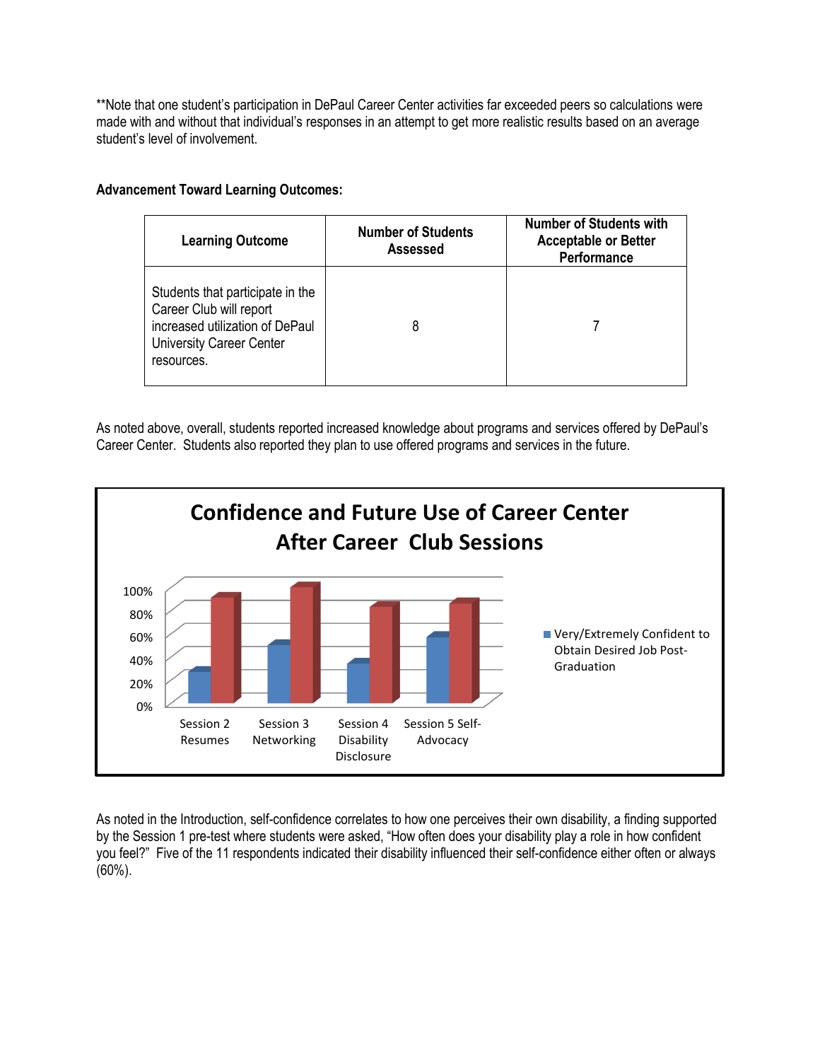**Note that one student's participation in DePaul Career Center activities far exceeded peers so calculations were made with and without that individual's responses in an attempt to get more realistic results based on an average student's level of involvement.

**Advancement Toward Learning Outcomes:**

| Learning Outcome | Number of Students Assessed | Number of Students with Acceptable or Better Performance |
| --- | --- | --- |
| Students that participate in the Career Club will report increased utilization of DePaul University Career Center resources. | 8 | 7 |

As noted above, overall, students reported increased knowledge about programs and services offered by DePaul's Career Center. Students also reported they plan to use offered programs and services in the future.

**Confidence and Future Use of Career Center After Career Club Sessions**

100%
80%
60%
40%
20%
0%

Session 2 Resumes | Session 3 Networking | Session 4 Disability Disclosure | Session 5 Self-Advocacy

Very/Extremely Confident to Obtain Desired Job Post-Graduation

As noted in the Introduction, self-confidence correlates to how one perceives their own disability, a finding supported by the Session 1 pre-test where students were asked, "How often does your disability play a role in how confident you feel?" Five of the 11 respondents indicated their disability influenced their self-confidence either often or always (60%).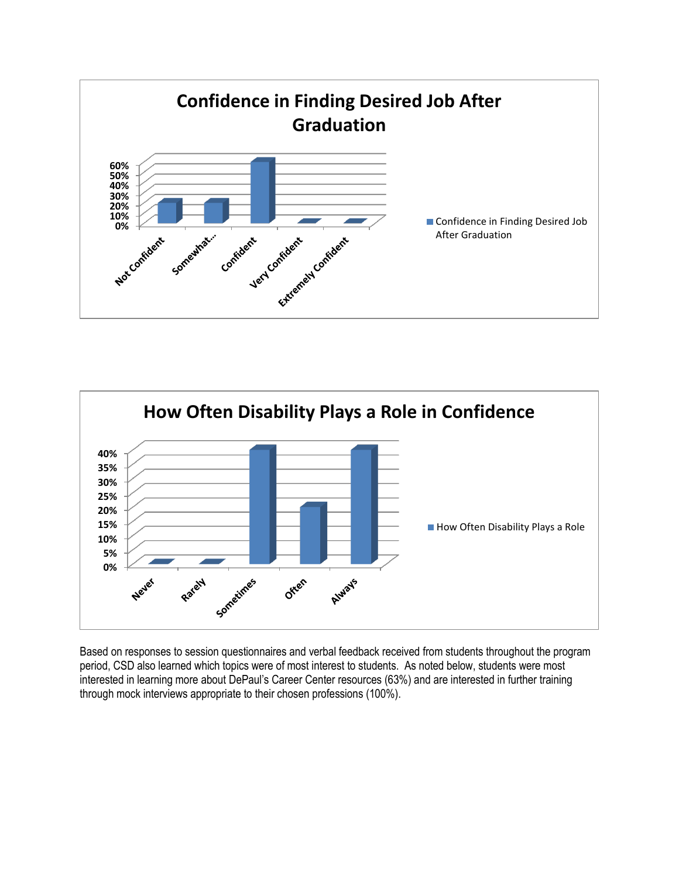## Confidence in Finding Desired Job After Graduation

| Response | Confidence in Finding Desired Job After Graduation |
|---|---|
| Not Confident | 20% |
| Somewhat... | 20% |
| Confident | 60% |
| Very Confident | 0% |
| Extremely Confident | 0% |

## How Often Disability Plays a Role in Confidence

| Response | How Often Disability Plays a Role |
|---|---|
| Never | 0% |
| Rarely | 0% |
| Sometimes | 40% |
| Often | 20% |
| Always | 40% |

Based on responses to session questionnaires and verbal feedback received from students throughout the program period, CSD also learned which topics were of most interest to students. As noted below, students were most interested in learning more about DePaul's Career Center resources (63%) and are interested in further training through mock interviews appropriate to their chosen professions (100%).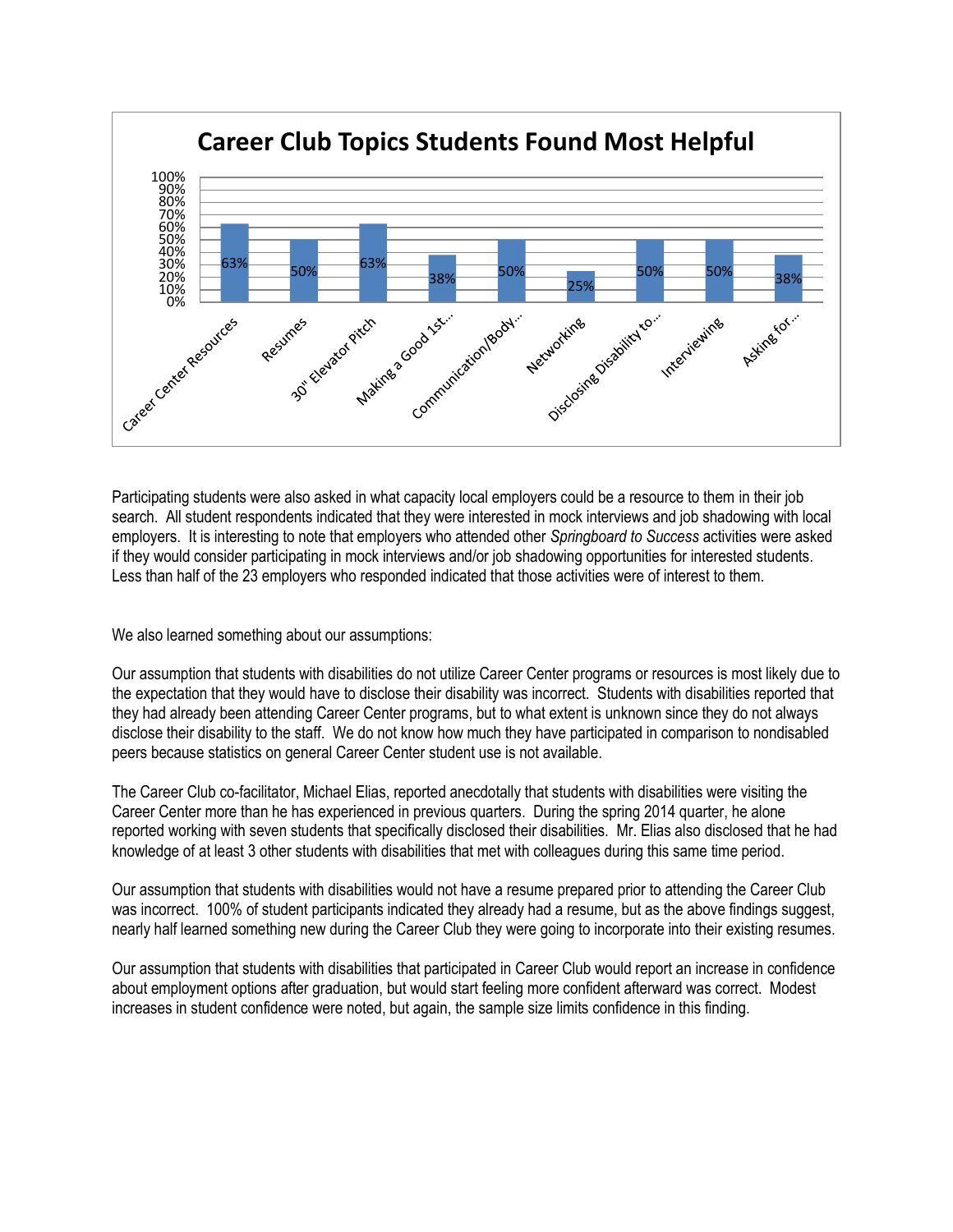**Career Club Topics Students Found Most Helpful**

| Topic | Percentage |
|---|---|
| Career Center Resources | 63% |
| Resumes | 50% |
| 30" Elevator Pitch | 63% |
| Making a Good 1st... | 38% |
| Communication/Body... | 50% |
| Networking | 25% |
| Disclosing Disability to... | 50% |
| Interviewing | 50% |
| Asking for... | 38% |

Participating students were also asked in what capacity local employers could be a resource to them in their job search. All student respondents indicated that they were interested in mock interviews and job shadowing with local employers. It is interesting to note that employers who attended other *Springboard to Success* activities were asked if they would consider participating in mock interviews and/or job shadowing opportunities for interested students. Less than half of the 23 employers who responded indicated that those activities were of interest to them.

We also learned something about our assumptions:

Our assumption that students with disabilities do not utilize Career Center programs or resources is most likely due to the expectation that they would have to disclose their disability was incorrect. Students with disabilities reported that they had already been attending Career Center programs, but to what extent is unknown since they do not always disclose their disability to the staff. We do not know how much they have participated in comparison to nondisabled peers because statistics on general Career Center student use is not available.

The Career Club co-facilitator, Michael Elias, reported anecdotally that students with disabilities were visiting the Career Center more than he has experienced in previous quarters. During the spring 2014 quarter, he alone reported working with seven students that specifically disclosed their disabilities. Mr. Elias also disclosed that he had knowledge of at least 3 other students with disabilities that met with colleagues during this same time period.

Our assumption that students with disabilities would not have a resume prepared prior to attending the Career Club was incorrect. 100% of student participants indicated they already had a resume, but as the above findings suggest, nearly half learned something new during the Career Club they were going to incorporate into their existing resumes.

Our assumption that students with disabilities that participated in Career Club would report an increase in confidence about employment options after graduation, but would start feeling more confident afterward was correct. Modest increases in student confidence were noted, but again, the sample size limits confidence in this finding.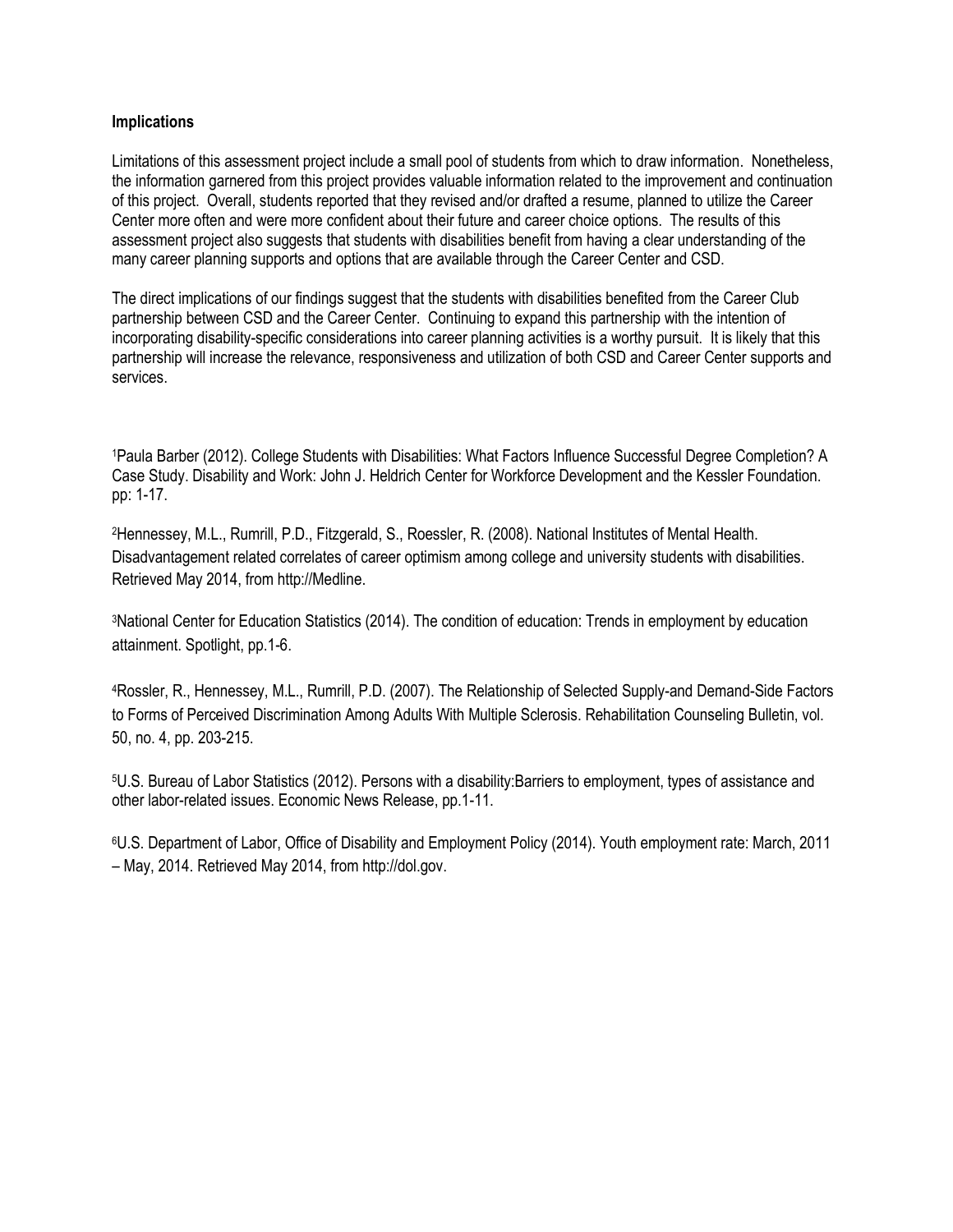**Implications**

Limitations of this assessment project include a small pool of students from which to draw information. Nonetheless, the information garnered from this project provides valuable information related to the improvement and continuation of this project. Overall, students reported that they revised and/or drafted a resume, planned to utilize the Career Center more often and were more confident about their future and career choice options. The results of this assessment project also suggests that students with disabilities benefit from having a clear understanding of the many career planning supports and options that are available through the Career Center and CSD.

The direct implications of our findings suggest that the students with disabilities benefited from the Career Club partnership between CSD and the Career Center. Continuing to expand this partnership with the intention of incorporating disability-specific considerations into career planning activities is a worthy pursuit. It is likely that this partnership will increase the relevance, responsiveness and utilization of both CSD and Career Center supports and services.

[1]Paula Barber (2012). College Students with Disabilities: What Factors Influence Successful Degree Completion? A Case Study. Disability and Work: John J. Heldrich Center for Workforce Development and the Kessler Foundation. pp: 1-17.

[2]Hennessey, M.L., Rumrill, P.D., Fitzgerald, S., Roessler, R. (2008). National Institutes of Mental Health. Disadvantagement related correlates of career optimism among college and university students with disabilities. Retrieved May 2014, from http://Medline.

[3]National Center for Education Statistics (2014). The condition of education: Trends in employment by education attainment. Spotlight, pp.1-6.

[4]Rossler, R., Hennessey, M.L., Rumrill, P.D. (2007). The Relationship of Selected Supply-and Demand-Side Factors to Forms of Perceived Discrimination Among Adults With Multiple Sclerosis. Rehabilitation Counseling Bulletin, vol. 50, no. 4, pp. 203-215.

[5]U.S. Bureau of Labor Statistics (2012). Persons with a disability:Barriers to employment, types of assistance and other labor-related issues. Economic News Release, pp.1-11.

[6]U.S. Department of Labor, Office of Disability and Employment Policy (2014). Youth employment rate: March, 2011 – May, 2014. Retrieved May 2014, from http://dol.gov.